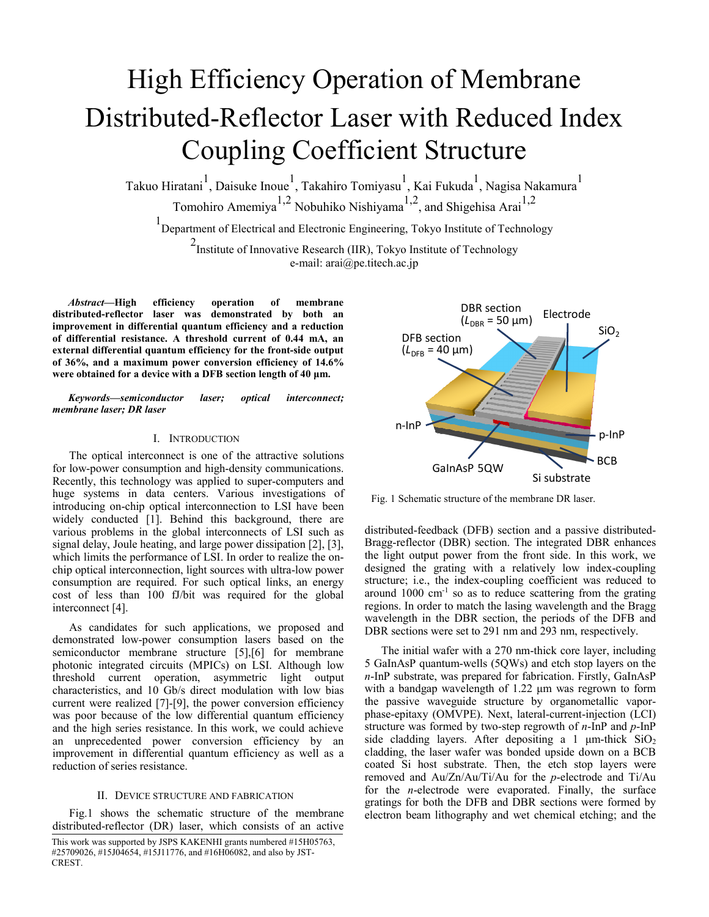# High Efficiency Operation of Membrane Distributed-Reflector Laser with Reduced Index Coupling Coefficient Structure

Takuo Hiratani[1], Daisuke Inoue[1], Takahiro Tomiyasu[1], Kai Fukuda[1], Nagisa Nakamura[1]
Tomohiro Amemiya[1,2] Nobuhiko Nishiyama[1,2], and Shigehisa Arai[1,2]

[1]Department of Electrical and Electronic Engineering, Tokyo Institute of Technology

[2]Institute of Innovative Research (IIR), Tokyo Institute of Technology

e-mail: arai@pe.titech.ac.jp

***Abstract*—High efficiency operation of membrane distributed-reflector laser was demonstrated by both an improvement in differential quantum efficiency and a reduction of differential resistance. A threshold current of 0.44 mA, an external differential quantum efficiency for the front-side output of 36%, and a maximum power conversion efficiency of 14.6% were obtained for a device with a DFB section length of 40 μm.**

***Keywords—semiconductor laser; optical interconnect; membrane laser; DR laser***

## I. Introduction

The optical interconnect is one of the attractive solutions for low-power consumption and high-density communications. Recently, this technology was applied to super-computers and huge systems in data centers. Various investigations of introducing on-chip optical interconnection to LSI have been widely conducted [1]. Behind this background, there are various problems in the global interconnects of LSI such as signal delay, Joule heating, and large power dissipation [2], [3], which limits the performance of LSI. In order to realize the on-chip optical interconnection, light sources with ultra-low power consumption are required. For such optical links, an energy cost of less than 100 fJ/bit was required for the global interconnect [4].

As candidates for such applications, we proposed and demonstrated low-power consumption lasers based on the semiconductor membrane structure [5],[6] for membrane photonic integrated circuits (MPICs) on LSI. Although low threshold current operation, asymmetric light output characteristics, and 10 Gb/s direct modulation with low bias current were realized [7]-[9], the power conversion efficiency was poor because of the low differential quantum efficiency and the high series resistance. In this work, we could achieve an unprecedented power conversion efficiency by an improvement in differential quantum efficiency as well as a reduction of series resistance.

## II. Device structure and fabrication

Fig.1 shows the schematic structure of the membrane distributed-reflector (DR) laser, which consists of an active distributed-feedback (DFB) section and a passive distributed-Bragg-reflector (DBR) section. The integrated DBR enhances the light output power from the front side. In this work, we designed the grating with a relatively low index-coupling structure; i.e., the index-coupling coefficient was reduced to around 1000 cm$^{-1}$ so as to reduce scattering from the grating regions. In order to match the lasing wavelength and the Bragg wavelength in the DBR section, the periods of the DFB and DBR sections were set to 291 nm and 293 nm, respectively.

Fig. 1 Schematic structure of the membrane DR laser.

The initial wafer with a 270 nm-thick core layer, including 5 GaInAsP quantum-wells (5QWs) and etch stop layers on the *n*-InP substrate, was prepared for fabrication. Firstly, GaInAsP with a bandgap wavelength of 1.22 μm was regrown to form the passive waveguide structure by organometallic vapor-phase-epitaxy (OMVPE). Next, lateral-current-injection (LCI) structure was formed by two-step regrowth of *n*-InP and *p*-InP side cladding layers. After depositing a 1 μm-thick $SiO_2$ cladding, the laser wafer was bonded upside down on a BCB coated Si host substrate. Then, the etch stop layers were removed and Au/Zn/Au/Ti/Au for the *p*-electrode and Ti/Au for the *n*-electrode were evaporated. Finally, the surface gratings for both the DFB and DBR sections were formed by electron beam lithography and wet chemical etching; and the

This work was supported by JSPS KAKENHI grants numbered #15H05763, #25709026, #15J04654, #15J11776, and #16H06082, and also by JST-CREST.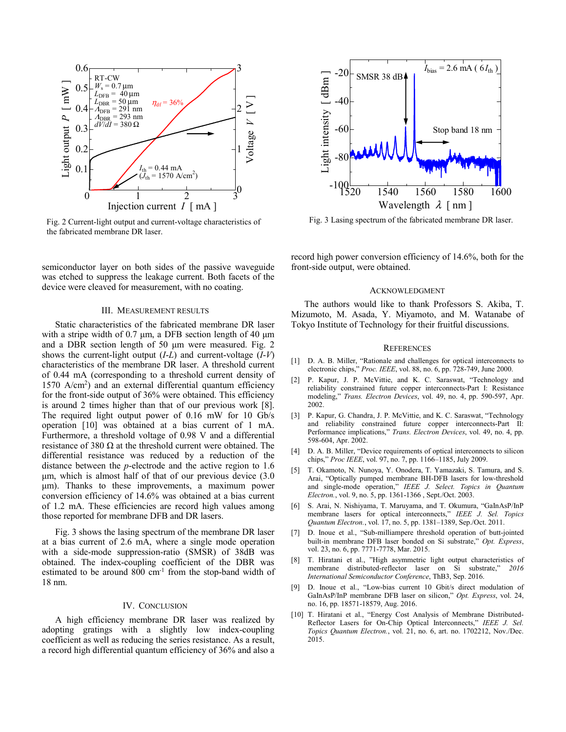RT-CW
$W_s$ = 0.7 µm
$L_{DFB}$ = 40 µm
$L_{DBR}$ = 50 µm
$\Lambda_{DFB}$ = 291 nm
$\Lambda_{DBR}$ = 293 nm
$dV/dI$ = 380 Ω
$\eta_{df}$ = 36%
$I_{th}$ = 0.44 mA
($J_{th}$ = 1570 A/cm$^2$)
Light output $P$ [ mW ]
Voltage $V$ [ V ]
Injection current $I$ [ mA ]
0 1 2 3
0.1 0.2 0.3 0.4 0.5 0.6
0 1 2 3

Fig. 2 Current-light output and current-voltage characteristics of the fabricated membrane DR laser.

$I_{bias}$ = 2.6 mA ( 6$I_{th}$ )
SMSR 38 dB
Stop band 18 nm
Light intensity [ dBm ]
Wavelength $\lambda$ [ nm ]
-20 -40 -60 -80 -100
1520 1540 1560 1580 1600

Fig. 3 Lasing spectrum of the fabricated membrane DR laser.

semiconductor layer on both sides of the passive waveguide was etched to suppress the leakage current. Both facets of the device were cleaved for measurement, with no coating.

## III. Measurement Results

Static characteristics of the fabricated membrane DR laser with a stripe width of 0.7 µm, a DFB section length of 40 µm and a DBR section length of 50 µm were measured. Fig. 2 shows the current-light output (*I-L*) and current-voltage (*I-V*) characteristics of the membrane DR laser. A threshold current of 0.44 mA (corresponding to a threshold current density of 1570 A/cm$^2$) and an external differential quantum efficiency for the front-side output of 36% were obtained. This efficiency is around 2 times higher than that of our previous work [8]. The required light output power of 0.16 mW for 10 Gb/s operation [10] was obtained at a bias current of 1 mA. Furthermore, a threshold voltage of 0.98 V and a differential resistance of 380 Ω at the threshold current were obtained. The differential resistance was reduced by a reduction of the distance between the *p*-electrode and the active region to 1.6 µm, which is almost half of that of our previous device (3.0 µm). Thanks to these improvements, a maximum power conversion efficiency of 14.6% was obtained at a bias current of 1.2 mA. These efficiencies are record high values among those reported for membrane DFB and DR lasers.

Fig. 3 shows the lasing spectrum of the membrane DR laser at a bias current of 2.6 mA, where a single mode operation with a side-mode suppression-ratio (SMSR) of 38dB was obtained. The index-coupling coefficient of the DBR was estimated to be around 800 cm$^{-1}$ from the stop-band width of 18 nm.

## IV. Conclusion

A high efficiency membrane DR laser was realized by adopting gratings with a slightly low index-coupling coefficient as well as reducing the series resistance. As a result, a record high differential quantum efficiency of 36% and also a record high power conversion efficiency of 14.6%, both for the front-side output, were obtained.

## Acknowledgment

The authors would like to thank Professors S. Akiba, T. Mizumoto, M. Asada, Y. Miyamoto, and M. Watanabe of Tokyo Institute of Technology for their fruitful discussions.

## References

[1] D. A. B. Miller, "Rationale and challenges for optical interconnects to electronic chips," *Proc. IEEE*, vol. 88, no. 6, pp. 728-749, June 2000.

[2] P. Kapur, J. P. McVittie, and K. C. Saraswat, "Technology and reliability constrained future copper interconnects-Part I: Resistance modeling," *Trans. Electron Devices*, vol. 49, no. 4, pp. 590-597, Apr. 2002.

[3] P. Kapur, G. Chandra, J. P. McVittie, and K. C. Saraswat, "Technology and reliability constrained future copper interconnects-Part II: Performance implications," *Trans. Electron Devices*, vol. 49, no. 4, pp. 598-604, Apr. 2002.

[4] D. A. B. Miller, "Device requirements of optical interconnects to silicon chips," *Proc IEEE*, vol. 97, no. 7, pp. 1166–1185, July 2009.

[5] T. Okamoto, N. Nunoya, Y. Onodera, T. Yamazaki, S. Tamura, and S. Arai, "Optically pumped membrane BH-DFB lasers for low-threshold and single-mode operation," *IEEE J. Select. Topics in Quantum Electron.*, vol. 9, no. 5, pp. 1361-1366 , Sept./Oct. 2003.

[6] S. Arai, N. Nishiyama, T. Maruyama, and T. Okumura, "GaInAsP/InP membrane lasers for optical interconnects," *IEEE J. Sel. Topics Quantum Electron.*, vol. 17, no. 5, pp. 1381–1389, Sep./Oct. 2011.

[7] D. Inoue et al., "Sub-milliampere threshold operation of butt-jointed built-in membrane DFB laser bonded on Si substrate," *Opt. Express*, vol. 23, no. 6, pp. 7771-7778, Mar. 2015.

[8] T. Hiratani et al., "High asymmetric light output characteristics of membrane distributed-reflector laser on Si substrate," *2016 International Semiconductor Conference*, ThB3, Sep. 2016.

[9] D. Inoue et al., "Low-bias current 10 Gbit/s direct modulation of GaInAsP/InP membrane DFB laser on silicon," *Opt. Express*, vol. 24, no. 16, pp. 18571-18579, Aug. 2016.

[10] T. Hiratani et al., "Energy Cost Analysis of Membrane Distributed-Reflector Lasers for On-Chip Optical Interconnects," *IEEE J. Sel. Topics Quantum Electron.*, vol. 21, no. 6, art. no. 1702212, Nov./Dec. 2015.